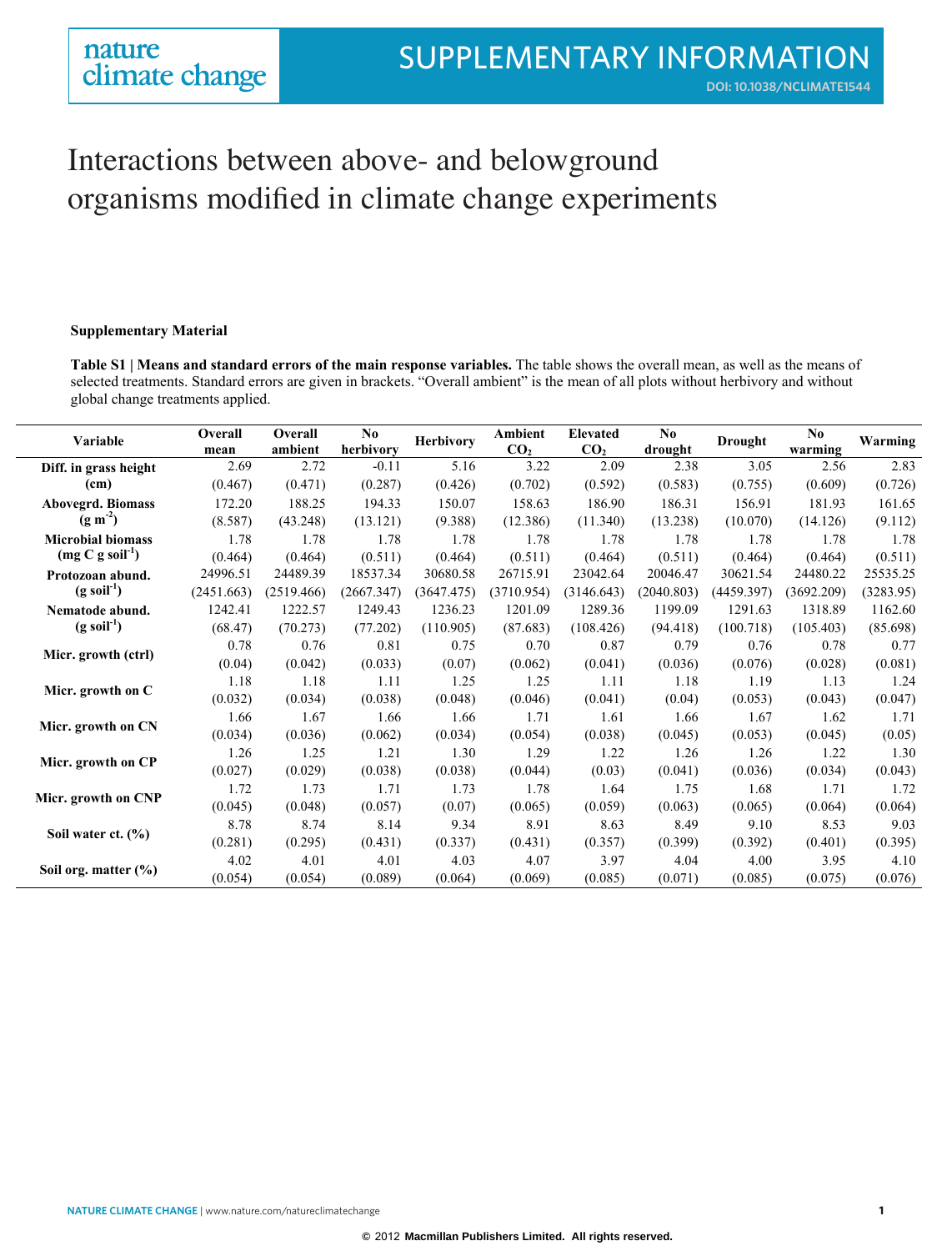# Interactions between above- and belowground organisms modified in climate change experiments

**Supplementary Material**

**Table S1 | Means and standard errors of the main response variables.** The table shows the overall mean, as well as the means of selected treatments. Standard errors are given in brackets. "Overall ambient" is the mean of all plots without herbivory and without global change treatments applied.

| Variable | Overall mean | Overall ambient | No herbivory | Herbivory | Ambient $CO_2$ | Elevated $CO_2$ | No drought | Drought | No warming | Warming |
|---|---|---|---|---|---|---|---|---|---|---|
| **Diff. in grass height (cm)** | 2.69 (0.467) | 2.72 (0.471) | -0.11 (0.287) | 5.16 (0.426) | 3.22 (0.702) | 2.09 (0.592) | 2.38 (0.583) | 3.05 (0.755) | 2.56 (0.609) | 2.83 (0.726) |
| **Abovegrd. Biomass ($g\ m^{-2}$)** | 172.20 (8.587) | 188.25 (43.248) | 194.33 (13.121) | 150.07 (9.388) | 158.63 (12.386) | 186.90 (11.340) | 186.31 (13.238) | 156.91 (10.070) | 181.93 (14.126) | 161.65 (9.112) |
| **Microbial biomass ($mg\ C\ g\ soil^{-1}$)** | 1.78 (0.464) | 1.78 (0.464) | 1.78 (0.511) | 1.78 (0.464) | 1.78 (0.511) | 1.78 (0.464) | 1.78 (0.511) | 1.78 (0.464) | 1.78 (0.464) | 1.78 (0.511) |
| **Protozoan abund. ($g\ soil^{-1}$)** | 24996.51 (2451.663) | 24489.39 (2519.466) | 18537.34 (2667.347) | 30680.58 (3647.475) | 26715.91 (3710.954) | 23042.64 (3146.643) | 20046.47 (2040.803) | 30621.54 (4459.397) | 24480.22 (3692.209) | 25535.25 (3283.95) |
| **Nematode abund. ($g\ soil^{-1}$)** | 1242.41 (68.47) | 1222.57 (70.273) | 1249.43 (77.202) | 1236.23 (110.905) | 1201.09 (87.683) | 1289.36 (108.426) | 1199.09 (94.418) | 1291.63 (100.718) | 1318.89 (105.403) | 1162.60 (85.698) |
| **Micr. growth (ctrl)** | 0.78 (0.04) | 0.76 (0.042) | 0.81 (0.033) | 0.75 (0.07) | 0.70 (0.062) | 0.87 (0.041) | 0.79 (0.036) | 0.76 (0.076) | 0.78 (0.028) | 0.77 (0.081) |
| **Micr. growth on C** | 1.18 (0.032) | 1.18 (0.034) | 1.11 (0.038) | 1.25 (0.048) | 1.25 (0.046) | 1.11 (0.041) | 1.18 (0.04) | 1.19 (0.053) | 1.13 (0.043) | 1.24 (0.047) |
| **Micr. growth on CN** | 1.66 (0.034) | 1.67 (0.036) | 1.66 (0.062) | 1.66 (0.034) | 1.71 (0.054) | 1.61 (0.038) | 1.66 (0.045) | 1.67 (0.053) | 1.62 (0.045) | 1.71 (0.05) |
| **Micr. growth on CP** | 1.26 (0.027) | 1.25 (0.029) | 1.21 (0.038) | 1.30 (0.038) | 1.29 (0.044) | 1.22 (0.03) | 1.26 (0.041) | 1.26 (0.036) | 1.22 (0.034) | 1.30 (0.043) |
| **Micr. growth on CNP** | 1.72 (0.045) | 1.73 (0.048) | 1.71 (0.057) | 1.73 (0.07) | 1.78 (0.065) | 1.64 (0.059) | 1.75 (0.063) | 1.68 (0.065) | 1.71 (0.064) | 1.72 (0.064) |
| **Soil water ct. (%)** | 8.78 (0.281) | 8.74 (0.295) | 8.14 (0.431) | 9.34 (0.337) | 8.91 (0.431) | 8.63 (0.357) | 8.49 (0.399) | 9.10 (0.392) | 8.53 (0.401) | 9.03 (0.395) |
| **Soil org. matter (%)** | 4.02 (0.054) | 4.01 (0.054) | 4.01 (0.089) | 4.03 (0.064) | 4.07 (0.069) | 3.97 (0.085) | 4.04 (0.071) | 4.00 (0.085) | 3.95 (0.075) | 4.10 (0.076) |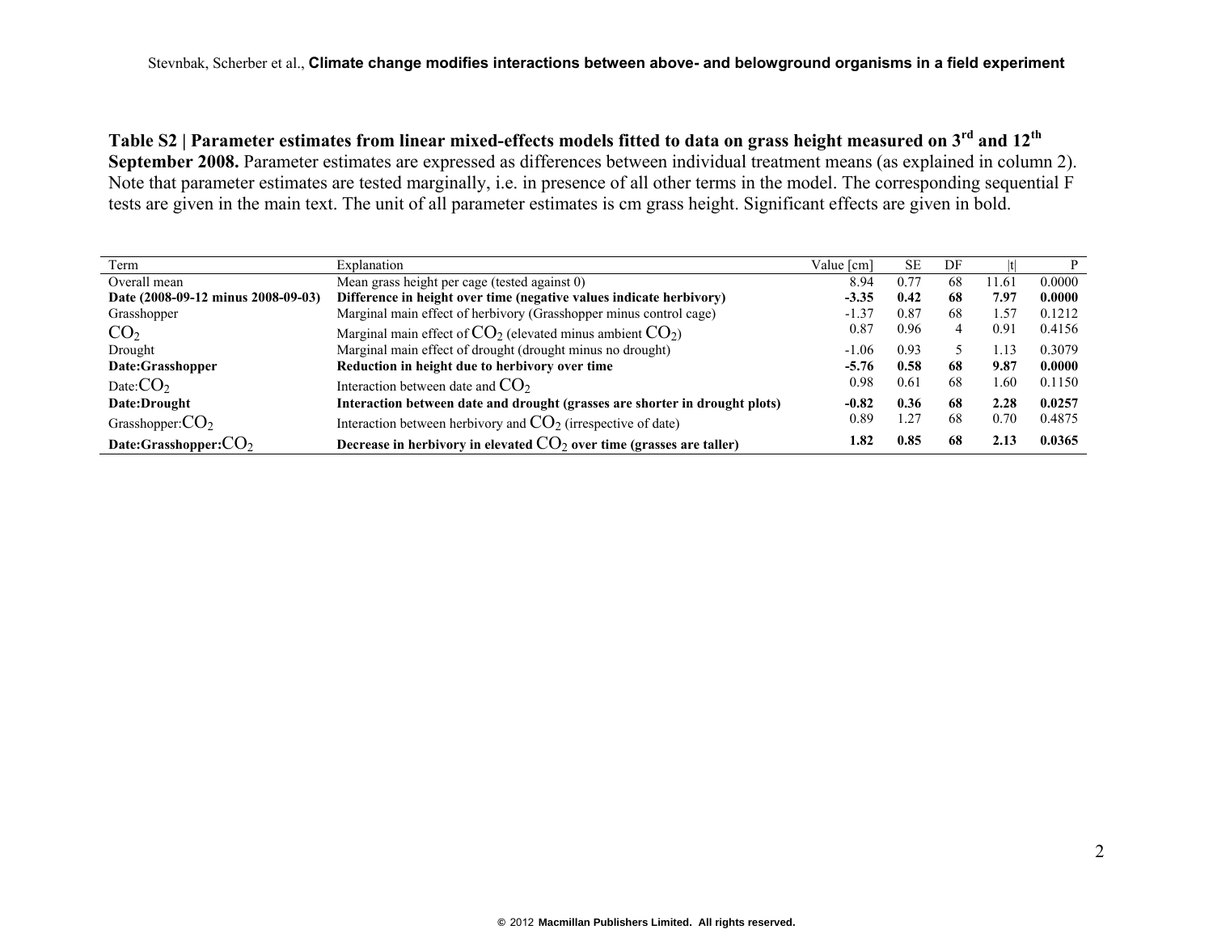**Table S2 | Parameter estimates from linear mixed-effects models fitted to data on grass height measured on 3rd and 12th September 2008.** Parameter estimates are expressed as differences between individual treatment means (as explained in column 2). Note that parameter estimates are tested marginally, i.e. in presence of all other terms in the model. The corresponding sequential F tests are given in the main text. The unit of all parameter estimates is cm grass height. Significant effects are given in bold.

| Term | Explanation | Value [cm] | SE | DF | \|t\| | P |
|---|---|---|---|---|---|---|
| Overall mean | Mean grass height per cage (tested against 0) | 8.94 | 0.77 | 68 | 11.61 | 0.0000 |
| **Date (2008-09-12 minus 2008-09-03)** | **Difference in height over time (negative values indicate herbivory)** | **-3.35** | **0.42** | **68** | **7.97** | **0.0000** |
| Grasshopper | Marginal main effect of herbivory (Grasshopper minus control cage) | -1.37 | 0.87 | 68 | 1.57 | 0.1212 |
| $CO_2$ | Marginal main effect of $CO_2$ (elevated minus ambient $CO_2$) | 0.87 | 0.96 | 4 | 0.91 | 0.4156 |
| Drought | Marginal main effect of drought (drought minus no drought) | -1.06 | 0.93 | 5 | 1.13 | 0.3079 |
| **Date:Grasshopper** | **Reduction in height due to herbivory over time** | **-5.76** | **0.58** | **68** | **9.87** | **0.0000** |
| Date:$CO_2$ | Interaction between date and $CO_2$ | 0.98 | 0.61 | 68 | 1.60 | 0.1150 |
| **Date:Drought** | **Interaction between date and drought (grasses are shorter in drought plots)** | **-0.82** | **0.36** | **68** | **2.28** | **0.0257** |
| Grasshopper:$CO_2$ | Interaction between herbivory and $CO_2$ (irrespective of date) | 0.89 | 1.27 | 68 | 0.70 | 0.4875 |
| **Date:Grasshopper:$CO_2$** | **Decrease in herbivory in elevated $CO_2$ over time (grasses are taller)** | **1.82** | **0.85** | **68** | **2.13** | **0.0365** |

© 2012 Macmillan Publishers Limited. All rights reserved.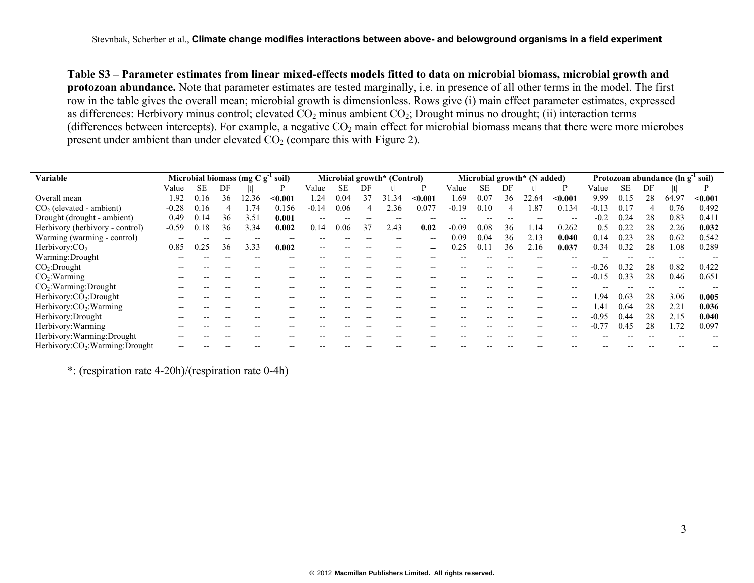**Table S3 – Parameter estimates from linear mixed-effects models fitted to data on microbial biomass, microbial growth and protozoan abundance.** Note that parameter estimates are tested marginally, i.e. in presence of all other terms in the model. The first row in the table gives the overall mean; microbial growth is dimensionless. Rows give (i) main effect parameter estimates, expressed as differences: Herbivory minus control; elevated $CO_2$ minus ambient $CO_2$; Drought minus no drought; (ii) interaction terms (differences between intercepts). For example, a negative $CO_2$ main effect for microbial biomass means that there were more microbes present under ambient than under elevated $CO_2$ (compare this with Figure 2).

| Variable | Microbial biomass (mg C $g^{-1}$ soil) | | | | | Microbial growth* (Control) | | | | | Microbial growth* (N added) | | | | | Protozoan abundance (ln $g^{-1}$ soil) | | | | |
|---|---|---|---|---|---|---|---|---|---|---|---|---|---|---|---|---|---|---|---|---|
| | Value | SE | DF | \|t\| | P | Value | SE | DF | \|t\| | P | Value | SE | DF | \|t\| | P | Value | SE | DF | \|t\| | P |
| Overall mean | 1.92 | 0.16 | 36 | 12.36 | **<0.001** | 1.24 | 0.04 | 37 | 31.34 | **<0.001** | 1.69 | 0.07 | 36 | 22.64 | **<0.001** | 9.99 | 0.15 | 28 | 64.97 | **<0.001** |
| $CO_2$ (elevated - ambient) | -0.28 | 0.16 | 4 | 1.74 | 0.156 | -0.14 | 0.06 | 4 | 2.36 | 0.077 | -0.19 | 0.10 | 4 | 1.87 | 0.134 | -0.13 | 0.17 | 4 | 0.76 | 0.492 |
| Drought (drought - ambient) | 0.49 | 0.14 | 36 | 3.51 | **0.001** | -- | -- | -- | -- | -- | -- | -- | -- | -- | -- | -0.2 | 0.24 | 28 | 0.83 | 0.411 |
| Herbivory (herbivory - control) | -0.59 | 0.18 | 36 | 3.34 | **0.002** | 0.14 | 0.06 | 37 | 2.43 | **0.02** | -0.09 | 0.08 | 36 | 1.14 | 0.262 | 0.5 | 0.22 | 28 | 2.26 | **0.032** |
| Warming (warming - control) | -- | -- | -- | -- | -- | -- | -- | -- | -- | -- | 0.09 | 0.04 | 36 | 2.13 | **0.040** | 0.14 | 0.23 | 28 | 0.62 | 0.542 |
| Herbivory:$CO_2$ | 0.85 | 0.25 | 36 | 3.33 | **0.002** | -- | -- | -- | -- | **--** | 0.25 | 0.11 | 36 | 2.16 | **0.037** | 0.34 | 0.32 | 28 | 1.08 | 0.289 |
| Warming:Drought | -- | -- | -- | -- | -- | -- | -- | -- | -- | -- | -- | -- | -- | -- | -- | -- | -- | -- | -- | -- |
| $CO_2$:Drought | -- | -- | -- | -- | -- | -- | -- | -- | -- | -- | -- | -- | -- | -- | -- | -0.26 | 0.32 | 28 | 0.82 | 0.422 |
| $CO_2$:Warming | -- | -- | -- | -- | -- | -- | -- | -- | -- | -- | -- | -- | -- | -- | -- | -0.15 | 0.33 | 28 | 0.46 | 0.651 |
| $CO_2$:Warming:Drought | -- | -- | -- | -- | -- | -- | -- | -- | -- | -- | -- | -- | -- | -- | -- | -- | -- | -- | -- | -- |
| Herbivory:$CO_2$:Drought | -- | -- | -- | -- | -- | -- | -- | -- | -- | -- | -- | -- | -- | -- | -- | 1.94 | 0.63 | 28 | 3.06 | **0.005** |
| Herbivory:$CO_2$:Warming | -- | -- | -- | -- | -- | -- | -- | -- | -- | -- | -- | -- | -- | -- | -- | 1.41 | 0.64 | 28 | 2.21 | **0.036** |
| Herbivory:Drought | -- | -- | -- | -- | -- | -- | -- | -- | -- | -- | -- | -- | -- | -- | -- | -0.95 | 0.44 | 28 | 2.15 | **0.040** |
| Herbivory:Warming | -- | -- | -- | -- | -- | -- | -- | -- | -- | -- | -- | -- | -- | -- | -- | -0.77 | 0.45 | 28 | 1.72 | 0.097 |
| Herbivory:Warming:Drought | -- | -- | -- | -- | -- | -- | -- | -- | -- | -- | -- | -- | -- | -- | -- | -- | -- | -- | -- | -- |
| Herbivory:$CO_2$:Warming:Drought | -- | -- | -- | -- | -- | -- | -- | -- | -- | -- | -- | -- | -- | -- | -- | -- | -- | -- | -- | -- |

*: (respiration rate 4-20h)/(respiration rate 0-4h)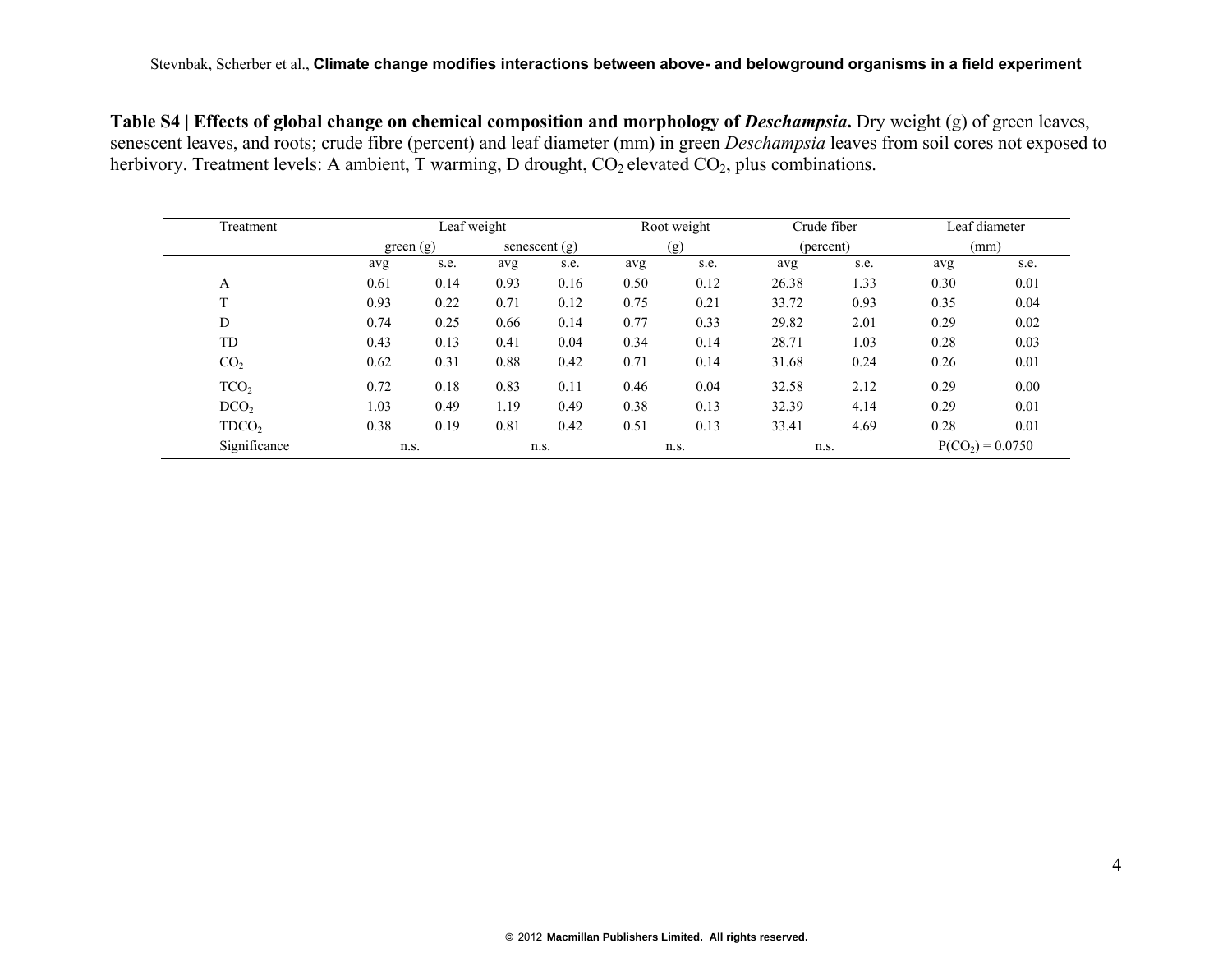**Table S4 | Effects of global change on chemical composition and morphology of *Deschampsia*.** Dry weight (g) of green leaves, senescent leaves, and roots; crude fibre (percent) and leaf diameter (mm) in green *Deschampsia* leaves from soil cores not exposed to herbivory. Treatment levels: A ambient, T warming, D drought, $CO_2$ elevated $CO_2$, plus combinations.

| Treatment | Leaf weight | | | | Root weight | | Crude fiber | | Leaf diameter | |
|---|---|---|---|---|---|---|---|---|---|---|
| | green (g) | | senescent (g) | | (g) | | (percent) | | (mm) | |
| | avg | s.e. | avg | s.e. | avg | s.e. | avg | s.e. | avg | s.e. |
| A | 0.61 | 0.14 | 0.93 | 0.16 | 0.50 | 0.12 | 26.38 | 1.33 | 0.30 | 0.01 |
| T | 0.93 | 0.22 | 0.71 | 0.12 | 0.75 | 0.21 | 33.72 | 0.93 | 0.35 | 0.04 |
| D | 0.74 | 0.25 | 0.66 | 0.14 | 0.77 | 0.33 | 29.82 | 2.01 | 0.29 | 0.02 |
| TD | 0.43 | 0.13 | 0.41 | 0.04 | 0.34 | 0.14 | 28.71 | 1.03 | 0.28 | 0.03 |
| $CO_2$ | 0.62 | 0.31 | 0.88 | 0.42 | 0.71 | 0.14 | 31.68 | 0.24 | 0.26 | 0.01 |
| $TCO_2$ | 0.72 | 0.18 | 0.83 | 0.11 | 0.46 | 0.04 | 32.58 | 2.12 | 0.29 | 0.00 |
| $DCO_2$ | 1.03 | 0.49 | 1.19 | 0.49 | 0.38 | 0.13 | 32.39 | 4.14 | 0.29 | 0.01 |
| $TDCO_2$ | 0.38 | 0.19 | 0.81 | 0.42 | 0.51 | 0.13 | 33.41 | 4.69 | 0.28 | 0.01 |
| Significance | n.s. | | n.s. | | n.s. | | n.s. | | $P(CO_2) = 0.0750$ | |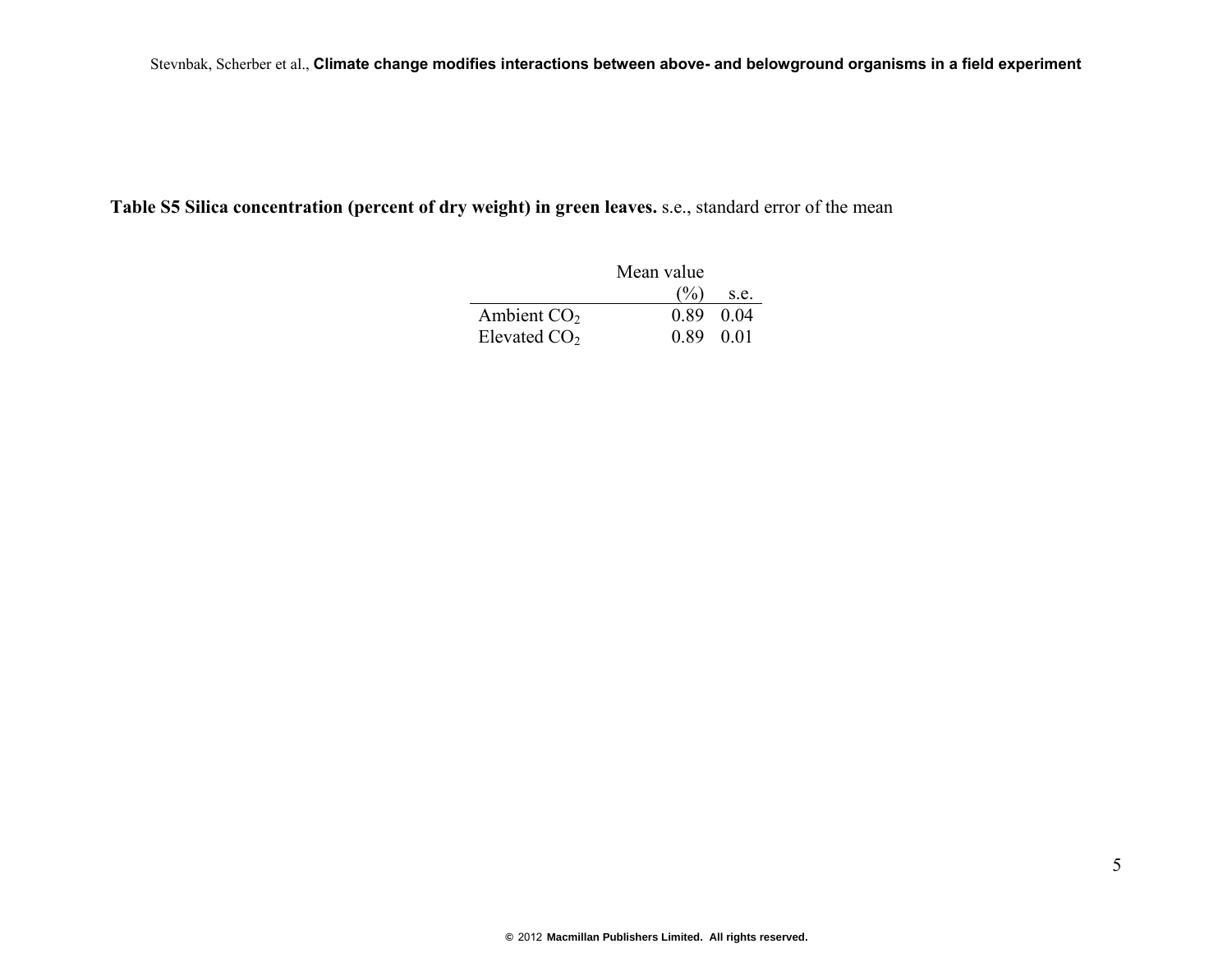**Table S5 Silica concentration (percent of dry weight) in green leaves.** s.e., standard error of the mean

| | Mean value (%) | s.e. |
|---|---|---|
| Ambient $CO_2$ | 0.89 | 0.04 |
| Elevated $CO_2$ | 0.89 | 0.01 |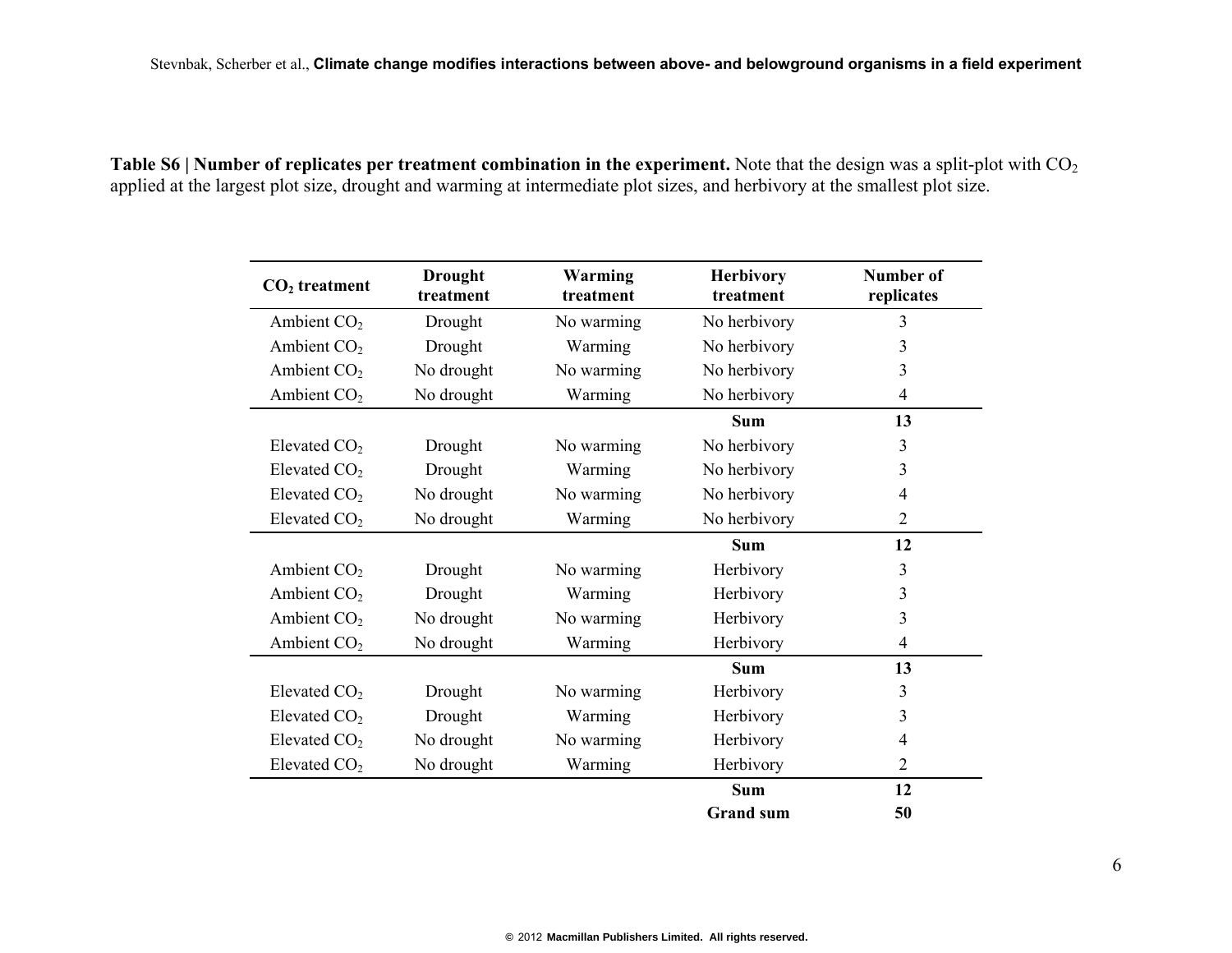**Table S6 | Number of replicates per treatment combination in the experiment.** Note that the design was a split-plot with $CO_2$ applied at the largest plot size, drought and warming at intermediate plot sizes, and herbivory at the smallest plot size.

| $CO_2$ treatment | Drought treatment | Warming treatment | Herbivory treatment | Number of replicates |
|---|---|---|---|---|
| Ambient $CO_2$ | Drought | No warming | No herbivory | 3 |
| Ambient $CO_2$ | Drought | Warming | No herbivory | 3 |
| Ambient $CO_2$ | No drought | No warming | No herbivory | 3 |
| Ambient $CO_2$ | No drought | Warming | No herbivory | 4 |
| | | | **Sum** | **13** |
| Elevated $CO_2$ | Drought | No warming | No herbivory | 3 |
| Elevated $CO_2$ | Drought | Warming | No herbivory | 3 |
| Elevated $CO_2$ | No drought | No warming | No herbivory | 4 |
| Elevated $CO_2$ | No drought | Warming | No herbivory | 2 |
| | | | **Sum** | **12** |
| Ambient $CO_2$ | Drought | No warming | Herbivory | 3 |
| Ambient $CO_2$ | Drought | Warming | Herbivory | 3 |
| Ambient $CO_2$ | No drought | No warming | Herbivory | 3 |
| Ambient $CO_2$ | No drought | Warming | Herbivory | 4 |
| | | | **Sum** | **13** |
| Elevated $CO_2$ | Drought | No warming | Herbivory | 3 |
| Elevated $CO_2$ | Drought | Warming | Herbivory | 3 |
| Elevated $CO_2$ | No drought | No warming | Herbivory | 4 |
| Elevated $CO_2$ | No drought | Warming | Herbivory | 2 |
| | | | **Sum** | **12** |
| | | | **Grand sum** | **50** |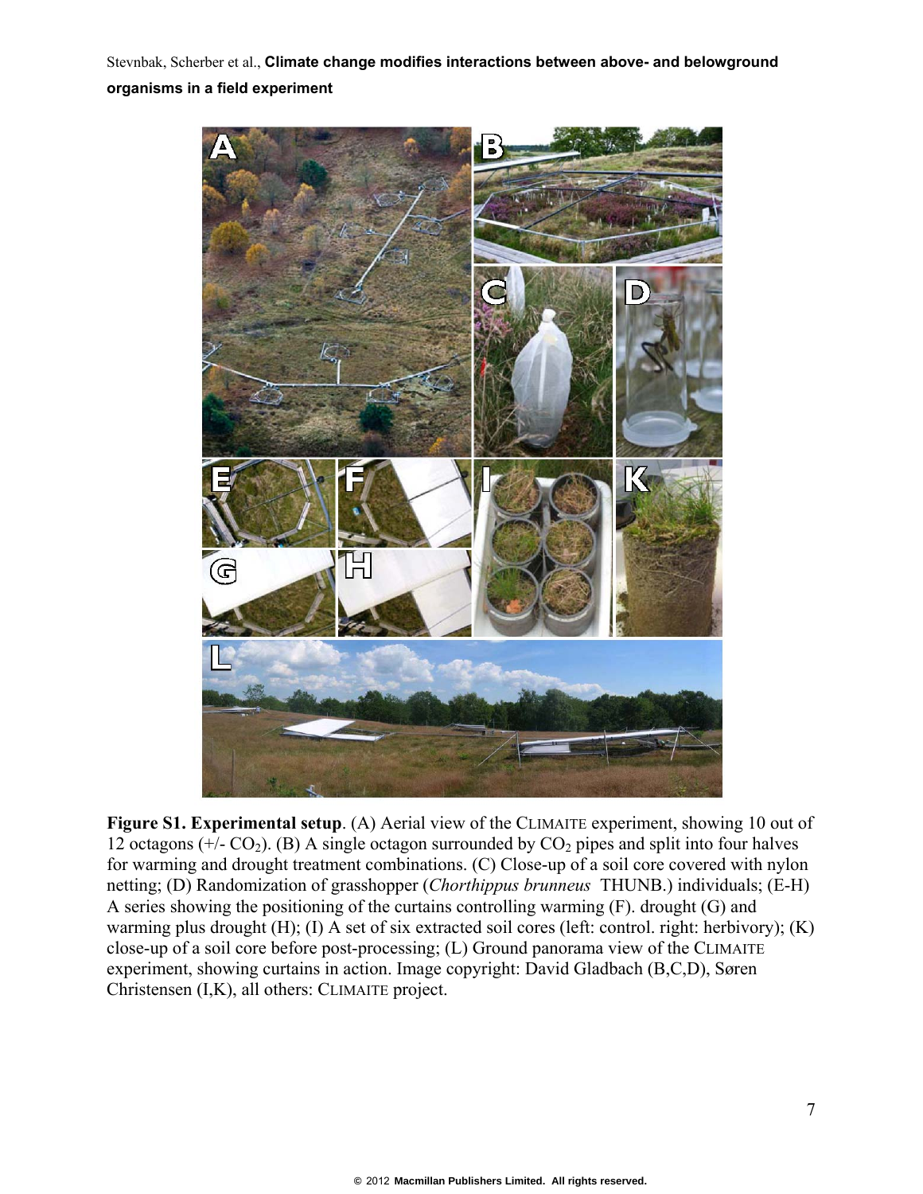**Figure S1. Experimental setup**. (A) Aerial view of the CLIMAITE experiment, showing 10 out of 12 octagons (+/- $CO_2$). (B) A single octagon surrounded by $CO_2$ pipes and split into four halves for warming and drought treatment combinations. (C) Close-up of a soil core covered with nylon netting; (D) Randomization of grasshopper (*Chorthippus brunneus* THUNB.) individuals; (E-H) A series showing the positioning of the curtains controlling warming (F). drought (G) and warming plus drought (H); (I) A set of six extracted soil cores (left: control. right: herbivory); (K) close-up of a soil core before post-processing; (L) Ground panorama view of the CLIMAITE experiment, showing curtains in action. Image copyright: David Gladbach (B,C,D), Søren Christensen (I,K), all others: CLIMAITE project.

© 2012 Macmillan Publishers Limited. All rights reserved.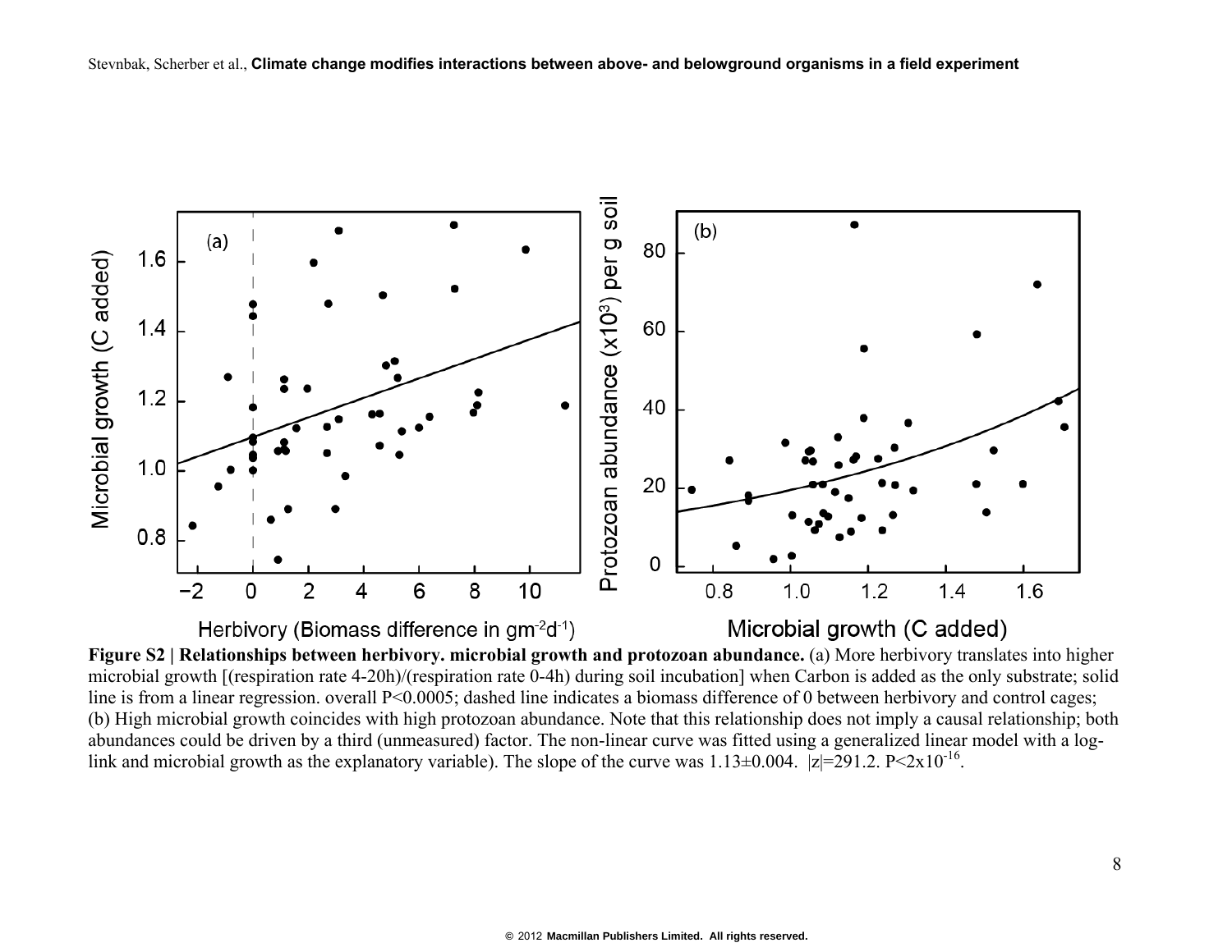**Figure S2 | Relationships between herbivory. microbial growth and protozoan abundance.** (a) More herbivory translates into higher microbial growth [(respiration rate 4-20h)/(respiration rate 0-4h) during soil incubation] when Carbon is added as the only substrate; solid line is from a linear regression. overall P<0.0005; dashed line indicates a biomass difference of 0 between herbivory and control cages; (b) High microbial growth coincides with high protozoan abundance. Note that this relationship does not imply a causal relationship; both abundances could be driven by a third (unmeasured) factor. The non-linear curve was fitted using a generalized linear model with a log-link and microbial growth as the explanatory variable). The slope of the curve was 1.13±0.004. $|z|=291.2$. $P<2\times10^{-16}$.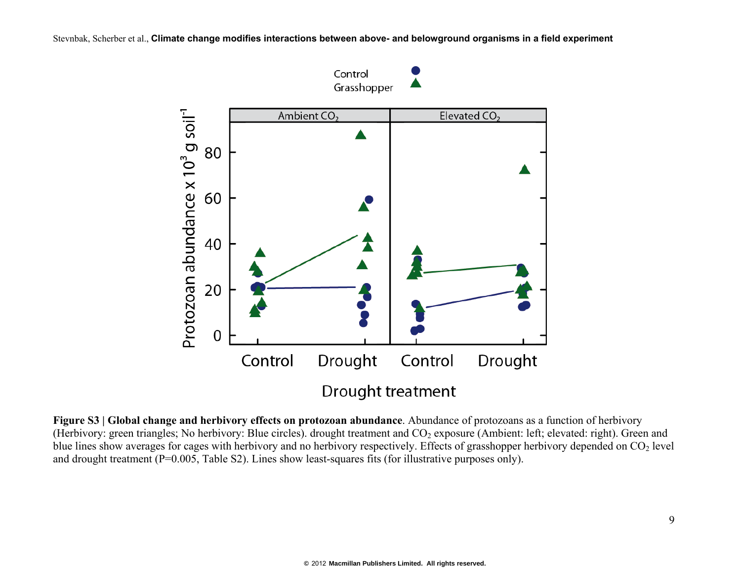Control

Grasshopper

Ambient $CO_2$

Elevated $CO_2$

Protozoan abundance x $10^3$ g $soil^{-1}$

80

60

40

20

0

Control

Drought

Control

Drought

Drought treatment

**Figure S3 | Global change and herbivory effects on protozoan abundance**. Abundance of protozoans as a function of herbivory (Herbivory: green triangles; No herbivory: Blue circles). drought treatment and $CO_2$ exposure (Ambient: left; elevated: right). Green and blue lines show averages for cages with herbivory and no herbivory respectively. Effects of grasshopper herbivory depended on $CO_2$ level and drought treatment ($P=0.005$, Table S2). Lines show least-squares fits (for illustrative purposes only).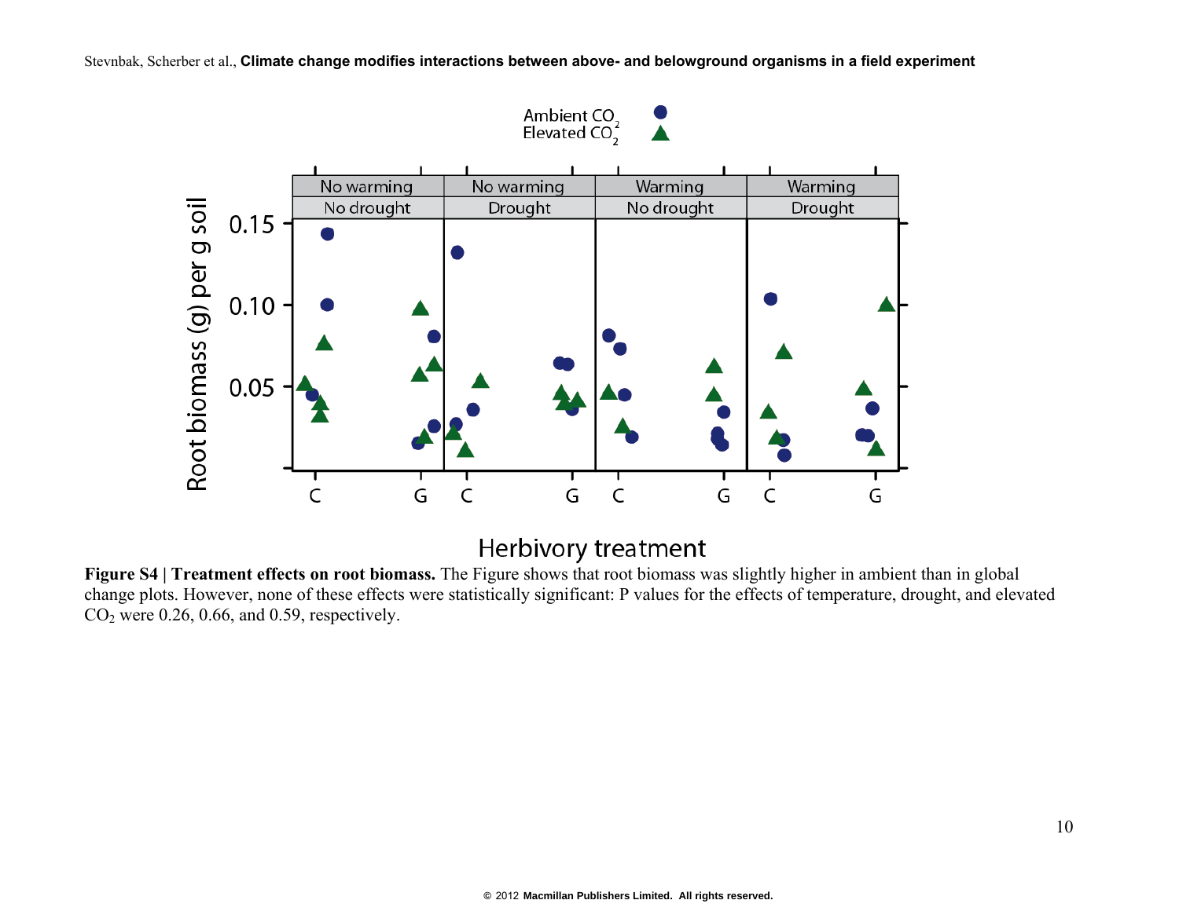Ambient $CO_2$
Elevated $CO_2$

No warming
No drought

No warming
Drought

Warming
No drought

Warming
Drought

Root biomass (g) per g soil

0.15
0.10
0.05

C
G
C
G
C
G
C
G

Herbivory treatment

**Figure S4 | Treatment effects on root biomass.** The Figure shows that root biomass was slightly higher in ambient than in global change plots. However, none of these effects were statistically significant: P values for the effects of temperature, drought, and elevated $CO_2$ were 0.26, 0.66, and 0.59, respectively.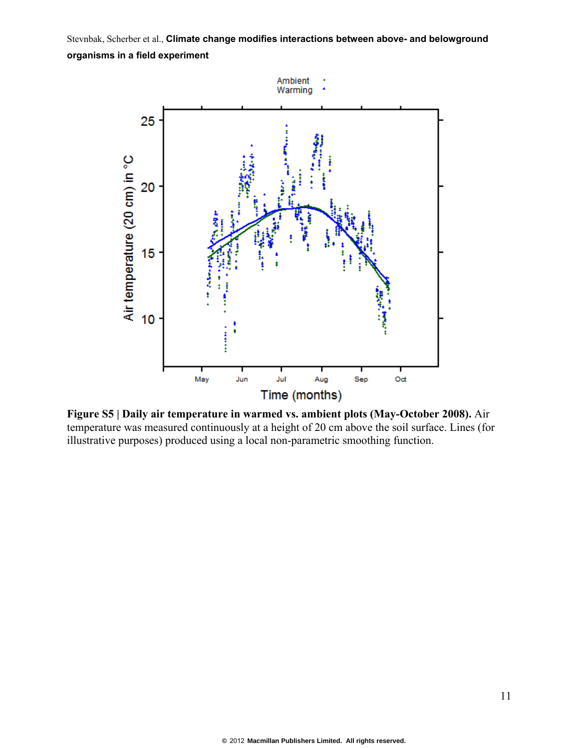Ambient
Warming

25
20
15
10

Air temperature (20 cm) in °C

May
Jun
Jul
Aug
Sep
Oct

Time (months)

**Figure S5 | Daily air temperature in warmed vs. ambient plots (May-October 2008).** Air temperature was measured continuously at a height of 20 cm above the soil surface. Lines (for illustrative purposes) produced using a local non-parametric smoothing function.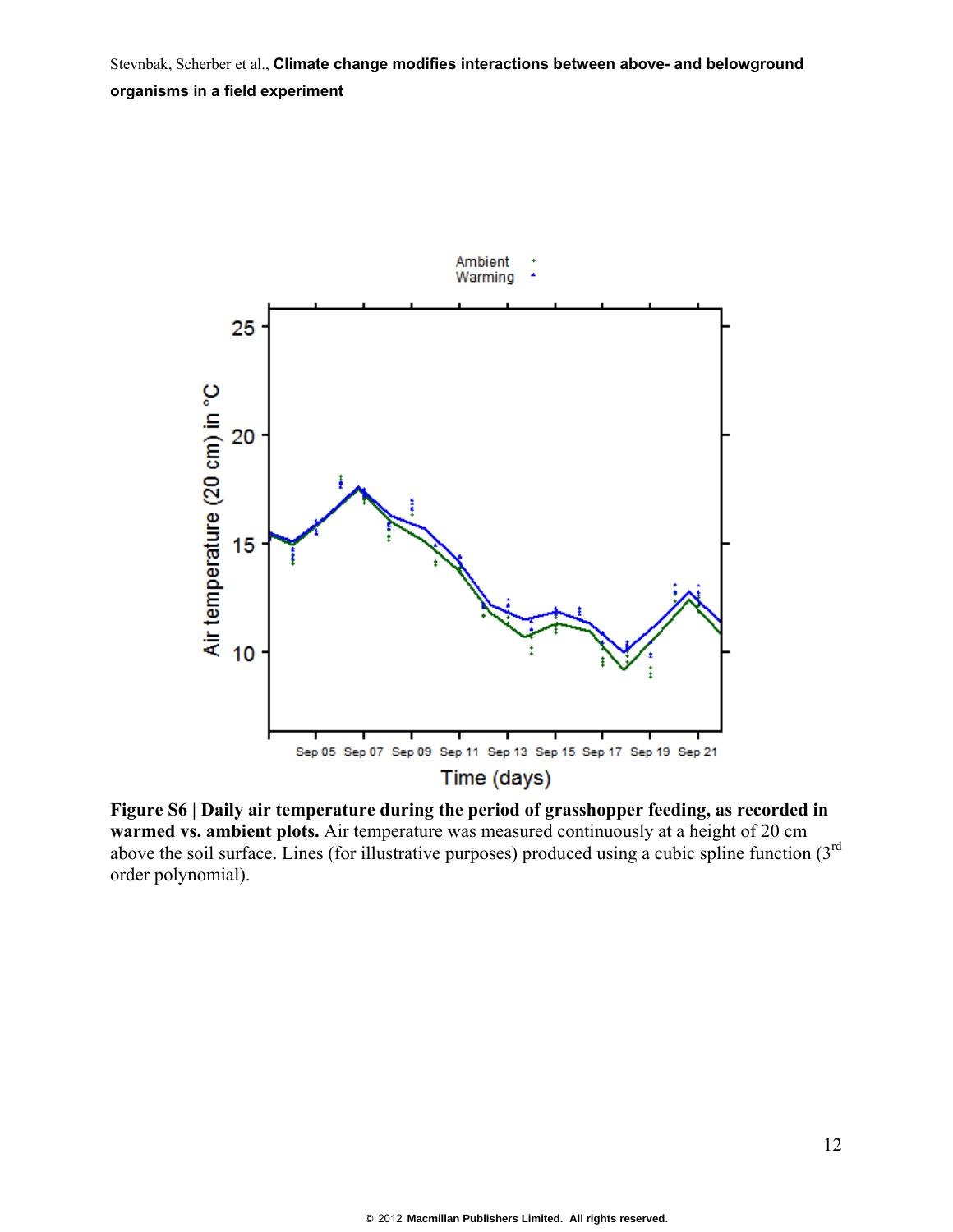Ambient
Warming

25
20
15
10

Air temperature (20 cm) in °C

Sep 05 Sep 07 Sep 09 Sep 11 Sep 13 Sep 15 Sep 17 Sep 19 Sep 21

Time (days)

**Figure S6 | Daily air temperature during the period of grasshopper feeding, as recorded in warmed vs. ambient plots.** Air temperature was measured continuously at a height of 20 cm above the soil surface. Lines (for illustrative purposes) produced using a cubic spline function (3$^{rd}$ order polynomial).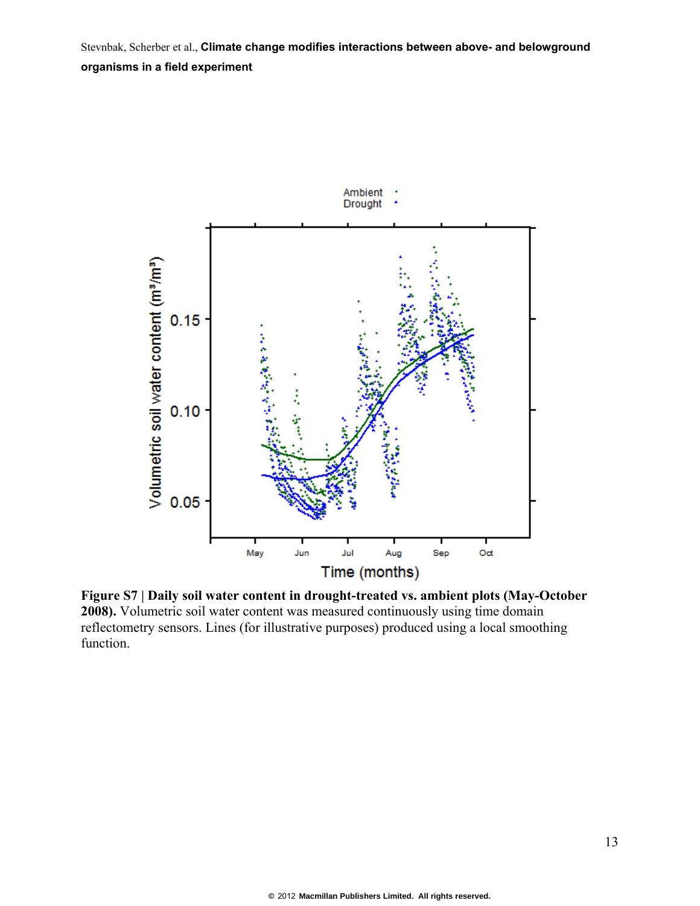Ambient
Drought

Volumetric soil water content (m³/m³)

0.15
0.10
0.05

May Jun Jul Aug Sep Oct

Time (months)

**Figure S7 | Daily soil water content in drought-treated vs. ambient plots (May-October 2008).** Volumetric soil water content was measured continuously using time domain reflectometry sensors. Lines (for illustrative purposes) produced using a local smoothing function.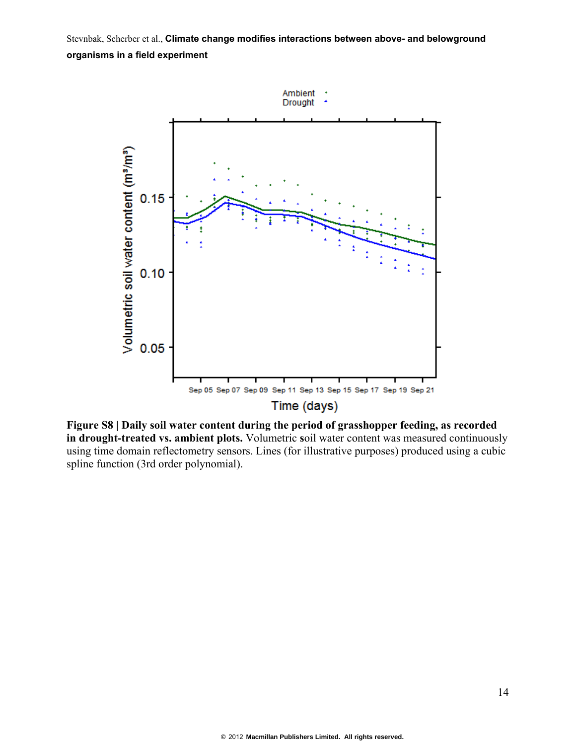Ambient

Drought

Volumetric soil water content (m³/m³)

0.15

0.10

0.05

Sep 05 Sep 07 Sep 09 Sep 11 Sep 13 Sep 15 Sep 17 Sep 19 Sep 21

Time (days)

**Figure S8 | Daily soil water content during the period of grasshopper feeding, as recorded in drought-treated vs. ambient plots.** Volumetric **s**oil water content was measured continuously using time domain reflectometry sensors. Lines (for illustrative purposes) produced using a cubic spline function (3rd order polynomial).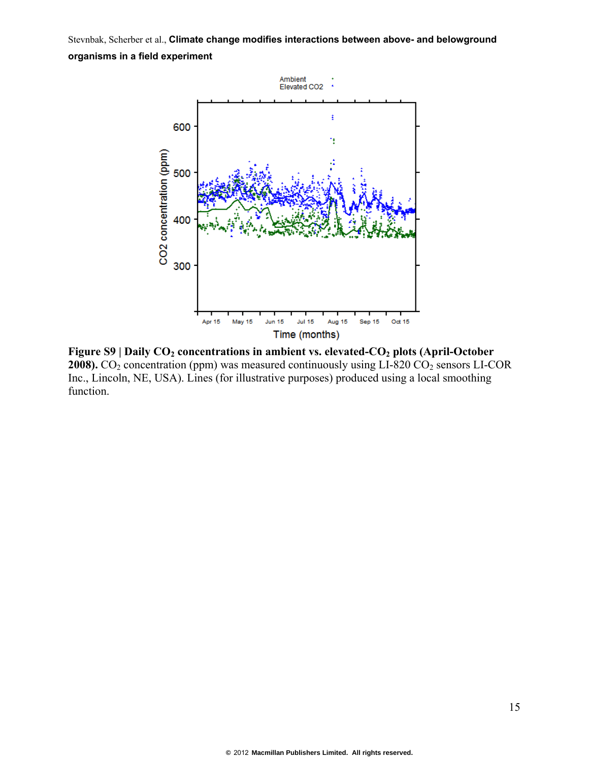Ambient
Elevated CO2

600
500
400
300

CO2 concentration (ppm)

Apr 15
May 15
Jun 15
Jul 15
Aug 15
Sep 15
Oct 15

Time (months)

**Figure S9 | Daily $CO_2$ concentrations in ambient vs. elevated-$CO_2$ plots (April-October 2008).** $CO_2$ concentration (ppm) was measured continuously using LI-820 $CO_2$ sensors LI-COR Inc., Lincoln, NE, USA). Lines (for illustrative purposes) produced using a local smoothing function.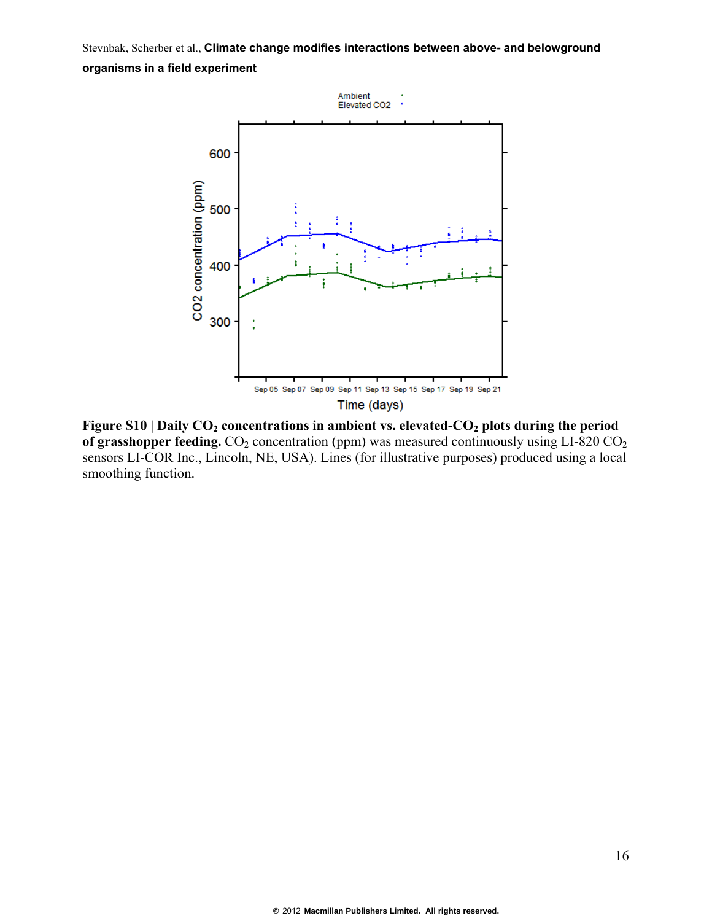Ambient

Elevated CO2

600

500

400

300

CO2 concentration (ppm)

Sep 05 Sep 07 Sep 09 Sep 11 Sep 13 Sep 15 Sep 17 Sep 19 Sep 21

Time (days)

**Figure S10 | Daily $CO_2$ concentrations in ambient vs. elevated-$CO_2$ plots during the period of grasshopper feeding.** $CO_2$ concentration (ppm) was measured continuously using LI-820 $CO_2$ sensors LI-COR Inc., Lincoln, NE, USA). Lines (for illustrative purposes) produced using a local smoothing function.